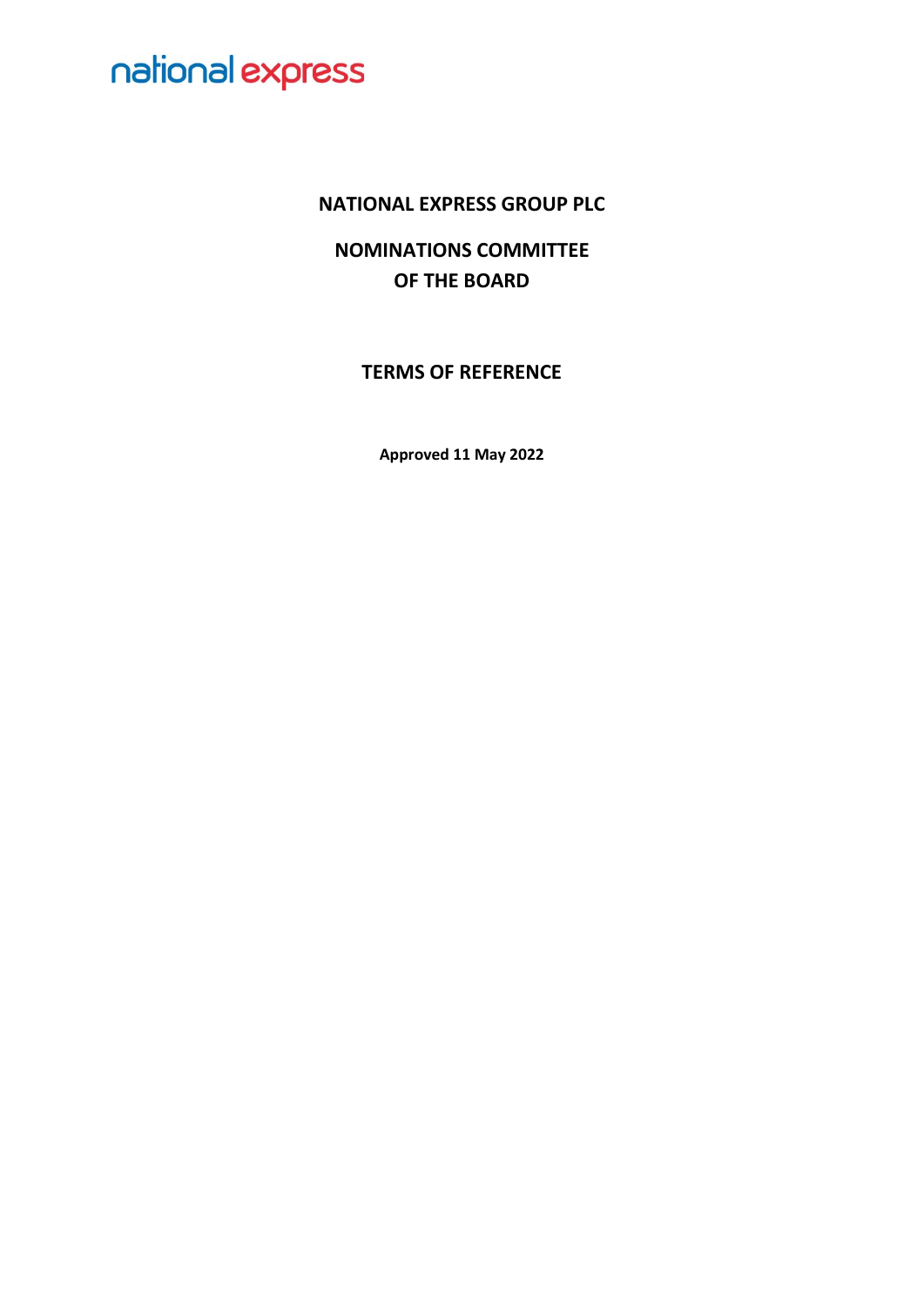national express

# NATIONAL EXPRESS GROUP PLC

## NOMINATIONS COMMITTEE OF THE BOARD

## TERMS OF REFERENCE

**Approved 11 May 2022**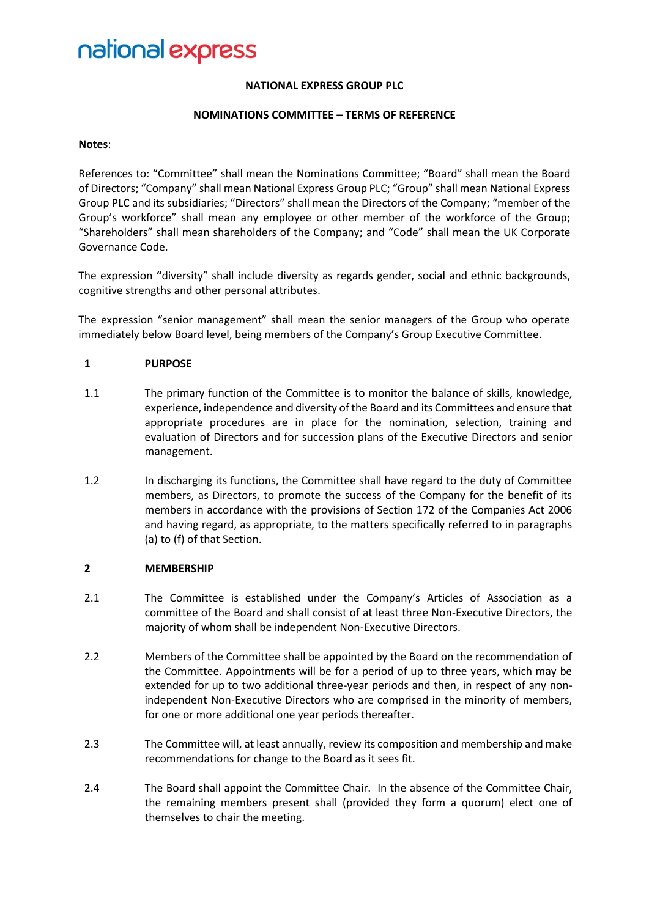# NATIONAL EXPRESS GROUP PLC

## NOMINATIONS COMMITTEE – TERMS OF REFERENCE

**Notes**:

References to: "Committee" shall mean the Nominations Committee; "Board" shall mean the Board of Directors; "Company" shall mean National Express Group PLC; "Group" shall mean National Express Group PLC and its subsidiaries; "Directors" shall mean the Directors of the Company; "member of the Group's workforce" shall mean any employee or other member of the workforce of the Group; "Shareholders" shall mean shareholders of the Company; and "Code" shall mean the UK Corporate Governance Code.

The expression **"**diversity" shall include diversity as regards gender, social and ethnic backgrounds, cognitive strengths and other personal attributes.

The expression "senior management" shall mean the senior managers of the Group who operate immediately below Board level, being members of the Company's Group Executive Committee.

### 1 PURPOSE

1.1 The primary function of the Committee is to monitor the balance of skills, knowledge, experience, independence and diversity of the Board and its Committees and ensure that appropriate procedures are in place for the nomination, selection, training and evaluation of Directors and for succession plans of the Executive Directors and senior management.

1.2 In discharging its functions, the Committee shall have regard to the duty of Committee members, as Directors, to promote the success of the Company for the benefit of its members in accordance with the provisions of Section 172 of the Companies Act 2006 and having regard, as appropriate, to the matters specifically referred to in paragraphs (a) to (f) of that Section.

### 2 MEMBERSHIP

2.1 The Committee is established under the Company's Articles of Association as a committee of the Board and shall consist of at least three Non-Executive Directors, the majority of whom shall be independent Non-Executive Directors.

2.2 Members of the Committee shall be appointed by the Board on the recommendation of the Committee. Appointments will be for a period of up to three years, which may be extended for up to two additional three-year periods and then, in respect of any non-independent Non-Executive Directors who are comprised in the minority of members, for one or more additional one year periods thereafter.

2.3 The Committee will, at least annually, review its composition and membership and make recommendations for change to the Board as it sees fit.

2.4 The Board shall appoint the Committee Chair. In the absence of the Committee Chair, the remaining members present shall (provided they form a quorum) elect one of themselves to chair the meeting.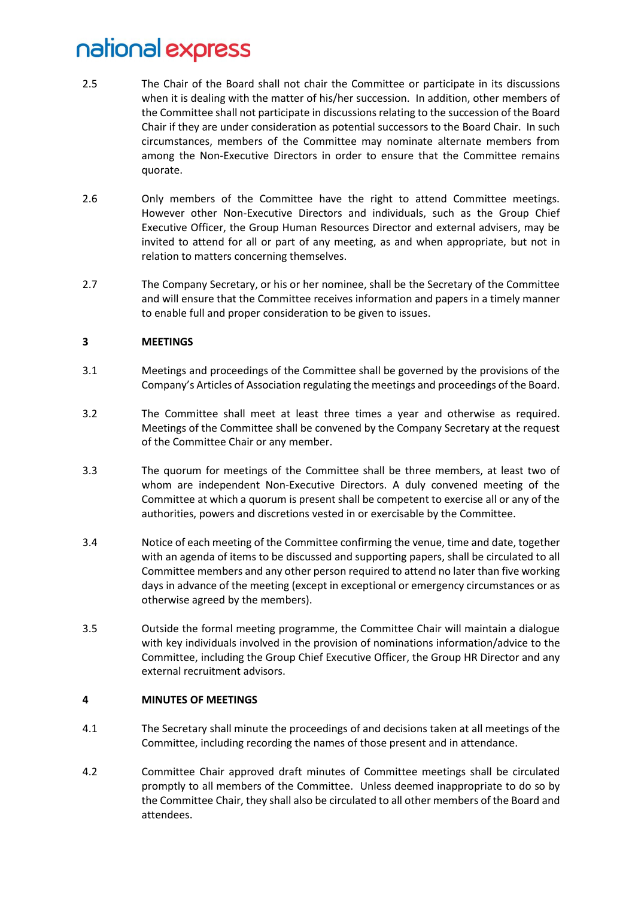2.5 The Chair of the Board shall not chair the Committee or participate in its discussions when it is dealing with the matter of his/her succession. In addition, other members of the Committee shall not participate in discussions relating to the succession of the Board Chair if they are under consideration as potential successors to the Board Chair. In such circumstances, members of the Committee may nominate alternate members from among the Non-Executive Directors in order to ensure that the Committee remains quorate.

2.6 Only members of the Committee have the right to attend Committee meetings. However other Non-Executive Directors and individuals, such as the Group Chief Executive Officer, the Group Human Resources Director and external advisers, may be invited to attend for all or part of any meeting, as and when appropriate, but not in relation to matters concerning themselves.

2.7 The Company Secretary, or his or her nominee, shall be the Secretary of the Committee and will ensure that the Committee receives information and papers in a timely manner to enable full and proper consideration to be given to issues.

## 3 MEETINGS

3.1 Meetings and proceedings of the Committee shall be governed by the provisions of the Company's Articles of Association regulating the meetings and proceedings of the Board.

3.2 The Committee shall meet at least three times a year and otherwise as required. Meetings of the Committee shall be convened by the Company Secretary at the request of the Committee Chair or any member.

3.3 The quorum for meetings of the Committee shall be three members, at least two of whom are independent Non-Executive Directors. A duly convened meeting of the Committee at which a quorum is present shall be competent to exercise all or any of the authorities, powers and discretions vested in or exercisable by the Committee.

3.4 Notice of each meeting of the Committee confirming the venue, time and date, together with an agenda of items to be discussed and supporting papers, shall be circulated to all Committee members and any other person required to attend no later than five working days in advance of the meeting (except in exceptional or emergency circumstances or as otherwise agreed by the members).

3.5 Outside the formal meeting programme, the Committee Chair will maintain a dialogue with key individuals involved in the provision of nominations information/advice to the Committee, including the Group Chief Executive Officer, the Group HR Director and any external recruitment advisors.

## 4 MINUTES OF MEETINGS

4.1 The Secretary shall minute the proceedings of and decisions taken at all meetings of the Committee, including recording the names of those present and in attendance.

4.2 Committee Chair approved draft minutes of Committee meetings shall be circulated promptly to all members of the Committee. Unless deemed inappropriate to do so by the Committee Chair, they shall also be circulated to all other members of the Board and attendees.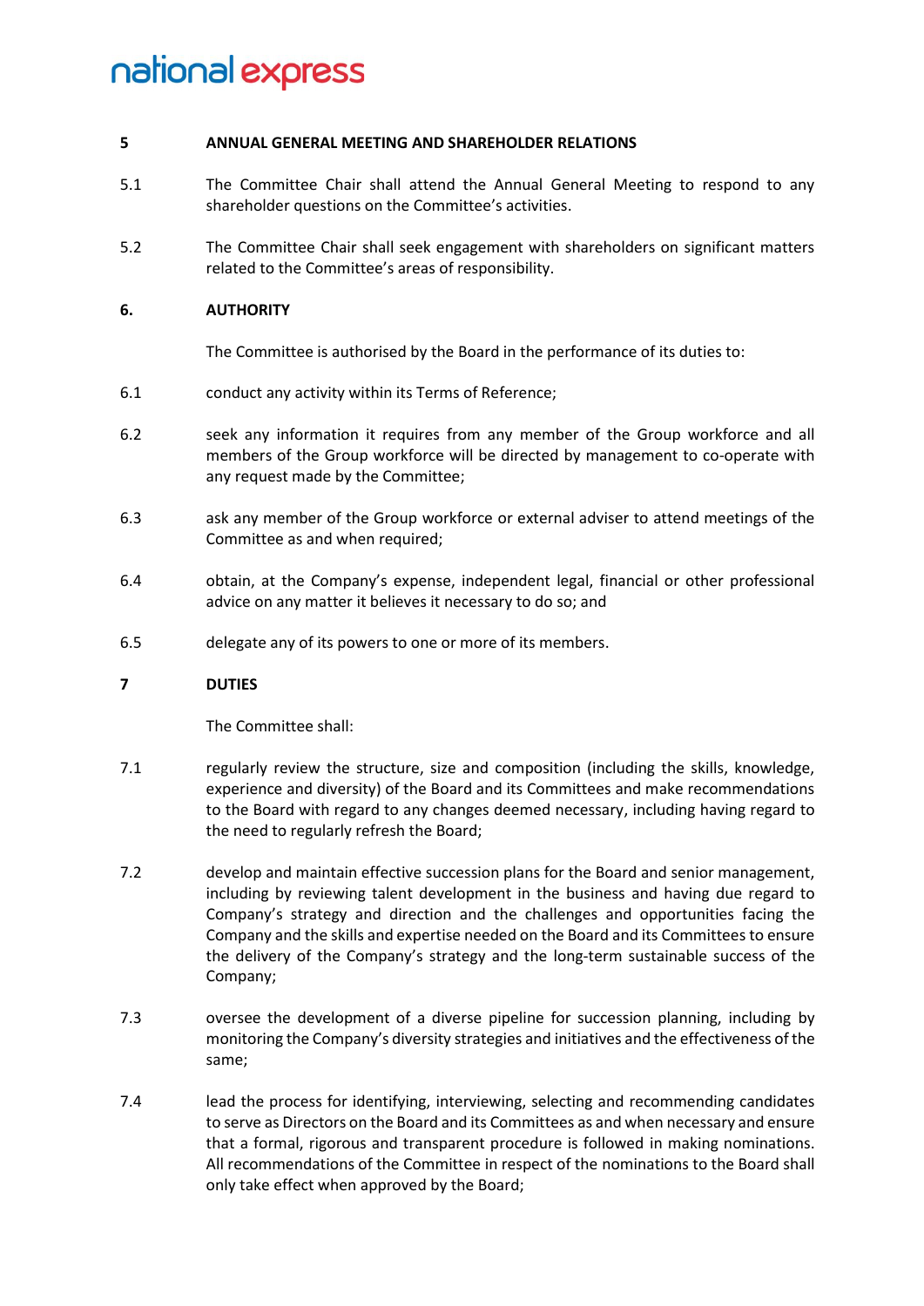## 5 ANNUAL GENERAL MEETING AND SHAREHOLDER RELATIONS

5.1 The Committee Chair shall attend the Annual General Meeting to respond to any shareholder questions on the Committee's activities.

5.2 The Committee Chair shall seek engagement with shareholders on significant matters related to the Committee's areas of responsibility.

## 6. AUTHORITY

The Committee is authorised by the Board in the performance of its duties to:

6.1 conduct any activity within its Terms of Reference;

6.2 seek any information it requires from any member of the Group workforce and all members of the Group workforce will be directed by management to co-operate with any request made by the Committee;

6.3 ask any member of the Group workforce or external adviser to attend meetings of the Committee as and when required;

6.4 obtain, at the Company's expense, independent legal, financial or other professional advice on any matter it believes it necessary to do so; and

6.5 delegate any of its powers to one or more of its members.

## 7 DUTIES

The Committee shall:

7.1 regularly review the structure, size and composition (including the skills, knowledge, experience and diversity) of the Board and its Committees and make recommendations to the Board with regard to any changes deemed necessary, including having regard to the need to regularly refresh the Board;

7.2 develop and maintain effective succession plans for the Board and senior management, including by reviewing talent development in the business and having due regard to Company's strategy and direction and the challenges and opportunities facing the Company and the skills and expertise needed on the Board and its Committees to ensure the delivery of the Company's strategy and the long-term sustainable success of the Company;

7.3 oversee the development of a diverse pipeline for succession planning, including by monitoring the Company's diversity strategies and initiatives and the effectiveness of the same;

7.4 lead the process for identifying, interviewing, selecting and recommending candidates to serve as Directors on the Board and its Committees as and when necessary and ensure that a formal, rigorous and transparent procedure is followed in making nominations. All recommendations of the Committee in respect of the nominations to the Board shall only take effect when approved by the Board;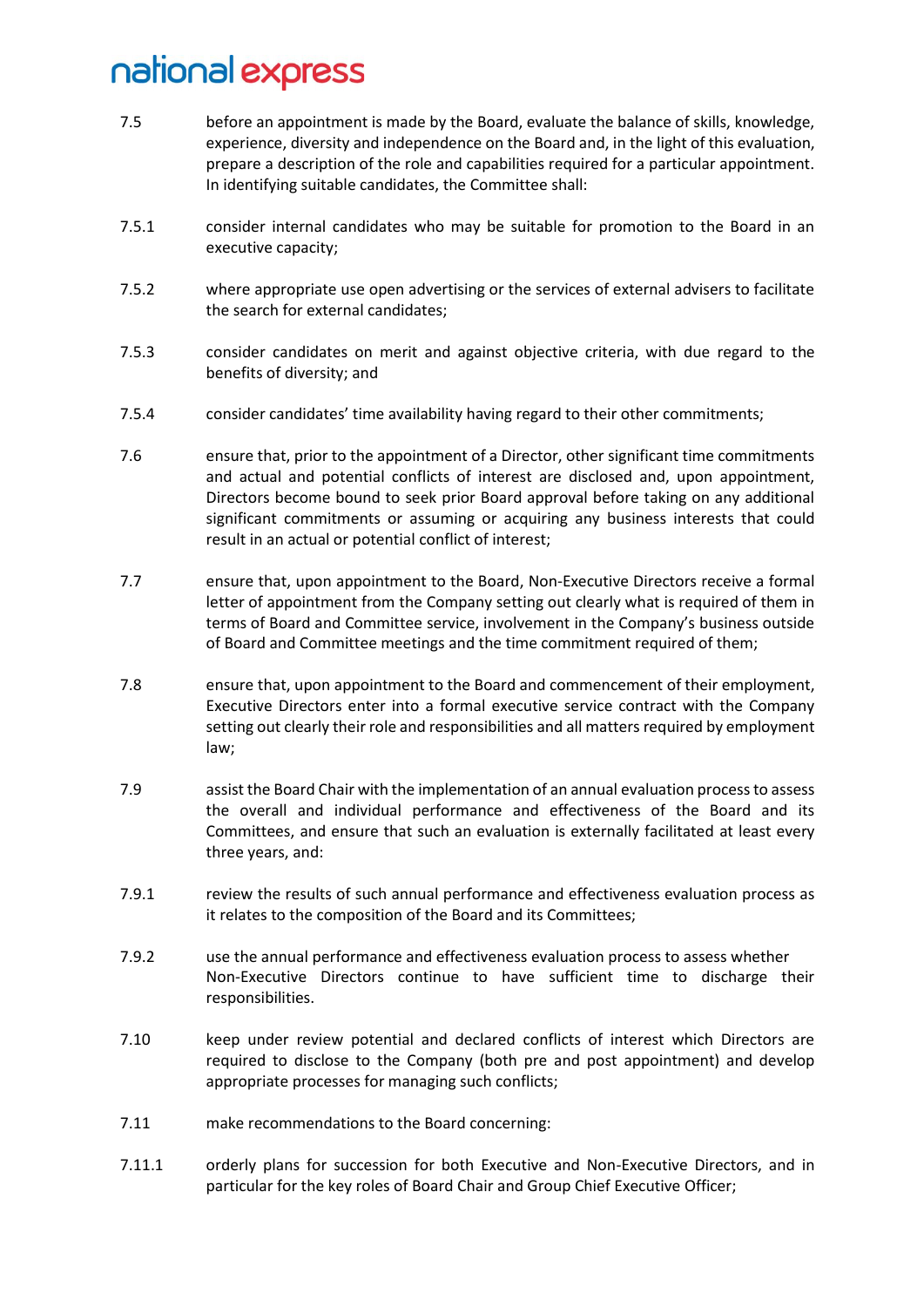7.5 before an appointment is made by the Board, evaluate the balance of skills, knowledge, experience, diversity and independence on the Board and, in the light of this evaluation, prepare a description of the role and capabilities required for a particular appointment. In identifying suitable candidates, the Committee shall:

7.5.1 consider internal candidates who may be suitable for promotion to the Board in an executive capacity;

7.5.2 where appropriate use open advertising or the services of external advisers to facilitate the search for external candidates;

7.5.3 consider candidates on merit and against objective criteria, with due regard to the benefits of diversity; and

7.5.4 consider candidates' time availability having regard to their other commitments;

7.6 ensure that, prior to the appointment of a Director, other significant time commitments and actual and potential conflicts of interest are disclosed and, upon appointment, Directors become bound to seek prior Board approval before taking on any additional significant commitments or assuming or acquiring any business interests that could result in an actual or potential conflict of interest;

7.7 ensure that, upon appointment to the Board, Non-Executive Directors receive a formal letter of appointment from the Company setting out clearly what is required of them in terms of Board and Committee service, involvement in the Company's business outside of Board and Committee meetings and the time commitment required of them;

7.8 ensure that, upon appointment to the Board and commencement of their employment, Executive Directors enter into a formal executive service contract with the Company setting out clearly their role and responsibilities and all matters required by employment law;

7.9 assist the Board Chair with the implementation of an annual evaluation process to assess the overall and individual performance and effectiveness of the Board and its Committees, and ensure that such an evaluation is externally facilitated at least every three years, and:

7.9.1 review the results of such annual performance and effectiveness evaluation process as it relates to the composition of the Board and its Committees;

7.9.2 use the annual performance and effectiveness evaluation process to assess whether Non-Executive Directors continue to have sufficient time to discharge their responsibilities.

7.10 keep under review potential and declared conflicts of interest which Directors are required to disclose to the Company (both pre and post appointment) and develop appropriate processes for managing such conflicts;

7.11 make recommendations to the Board concerning:

7.11.1 orderly plans for succession for both Executive and Non-Executive Directors, and in particular for the key roles of Board Chair and Group Chief Executive Officer;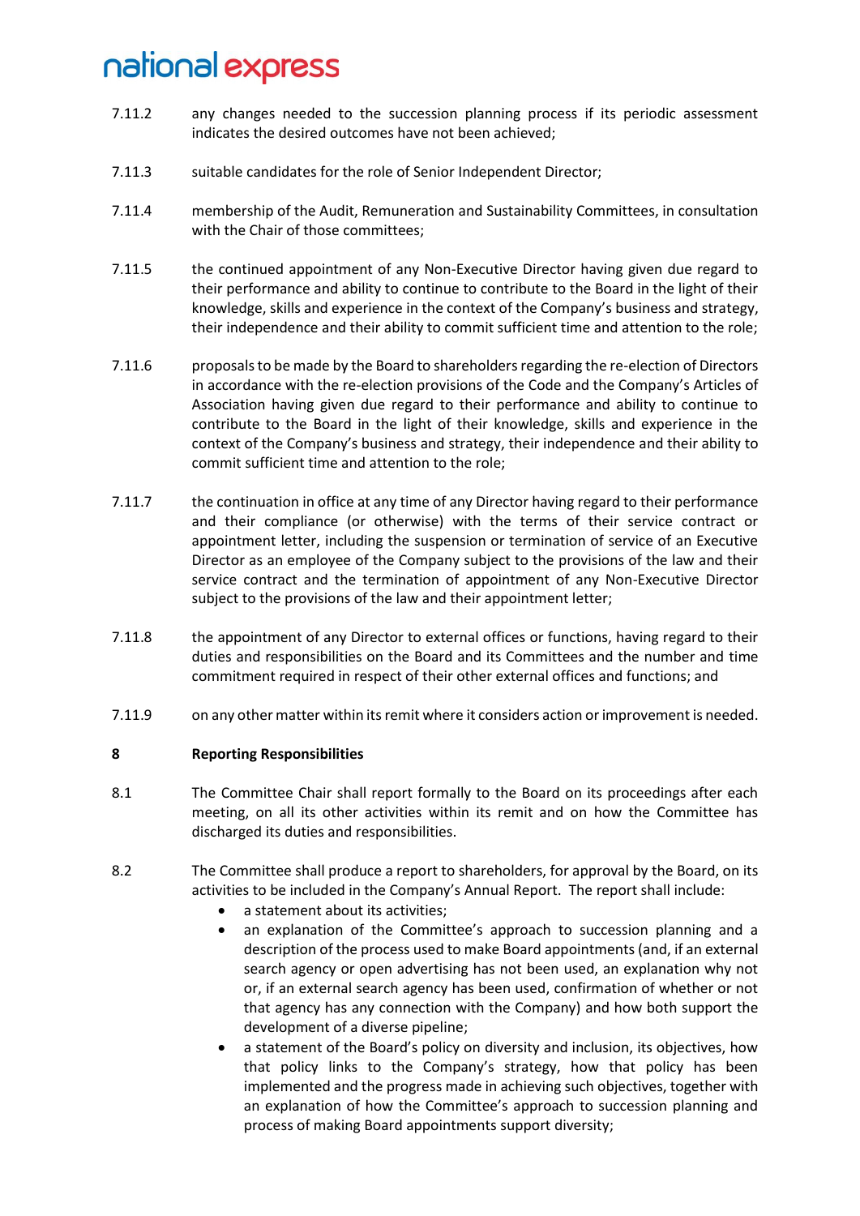7.11.2 any changes needed to the succession planning process if its periodic assessment indicates the desired outcomes have not been achieved;

7.11.3 suitable candidates for the role of Senior Independent Director;

7.11.4 membership of the Audit, Remuneration and Sustainability Committees, in consultation with the Chair of those committees;

7.11.5 the continued appointment of any Non-Executive Director having given due regard to their performance and ability to continue to contribute to the Board in the light of their knowledge, skills and experience in the context of the Company's business and strategy, their independence and their ability to commit sufficient time and attention to the role;

7.11.6 proposals to be made by the Board to shareholders regarding the re-election of Directors in accordance with the re-election provisions of the Code and the Company's Articles of Association having given due regard to their performance and ability to continue to contribute to the Board in the light of their knowledge, skills and experience in the context of the Company's business and strategy, their independence and their ability to commit sufficient time and attention to the role;

7.11.7 the continuation in office at any time of any Director having regard to their performance and their compliance (or otherwise) with the terms of their service contract or appointment letter, including the suspension or termination of service of an Executive Director as an employee of the Company subject to the provisions of the law and their service contract and the termination of appointment of any Non-Executive Director subject to the provisions of the law and their appointment letter;

7.11.8 the appointment of any Director to external offices or functions, having regard to their duties and responsibilities on the Board and its Committees and the number and time commitment required in respect of their other external offices and functions; and

7.11.9 on any other matter within its remit where it considers action or improvement is needed.

## 8 Reporting Responsibilities

8.1 The Committee Chair shall report formally to the Board on its proceedings after each meeting, on all its other activities within its remit and on how the Committee has discharged its duties and responsibilities.

8.2 The Committee shall produce a report to shareholders, for approval by the Board, on its activities to be included in the Company's Annual Report. The report shall include:

- a statement about its activities;
- an explanation of the Committee's approach to succession planning and a description of the process used to make Board appointments (and, if an external search agency or open advertising has not been used, an explanation why not or, if an external search agency has been used, confirmation of whether or not that agency has any connection with the Company) and how both support the development of a diverse pipeline;
- a statement of the Board's policy on diversity and inclusion, its objectives, how that policy links to the Company's strategy, how that policy has been implemented and the progress made in achieving such objectives, together with an explanation of how the Committee's approach to succession planning and process of making Board appointments support diversity;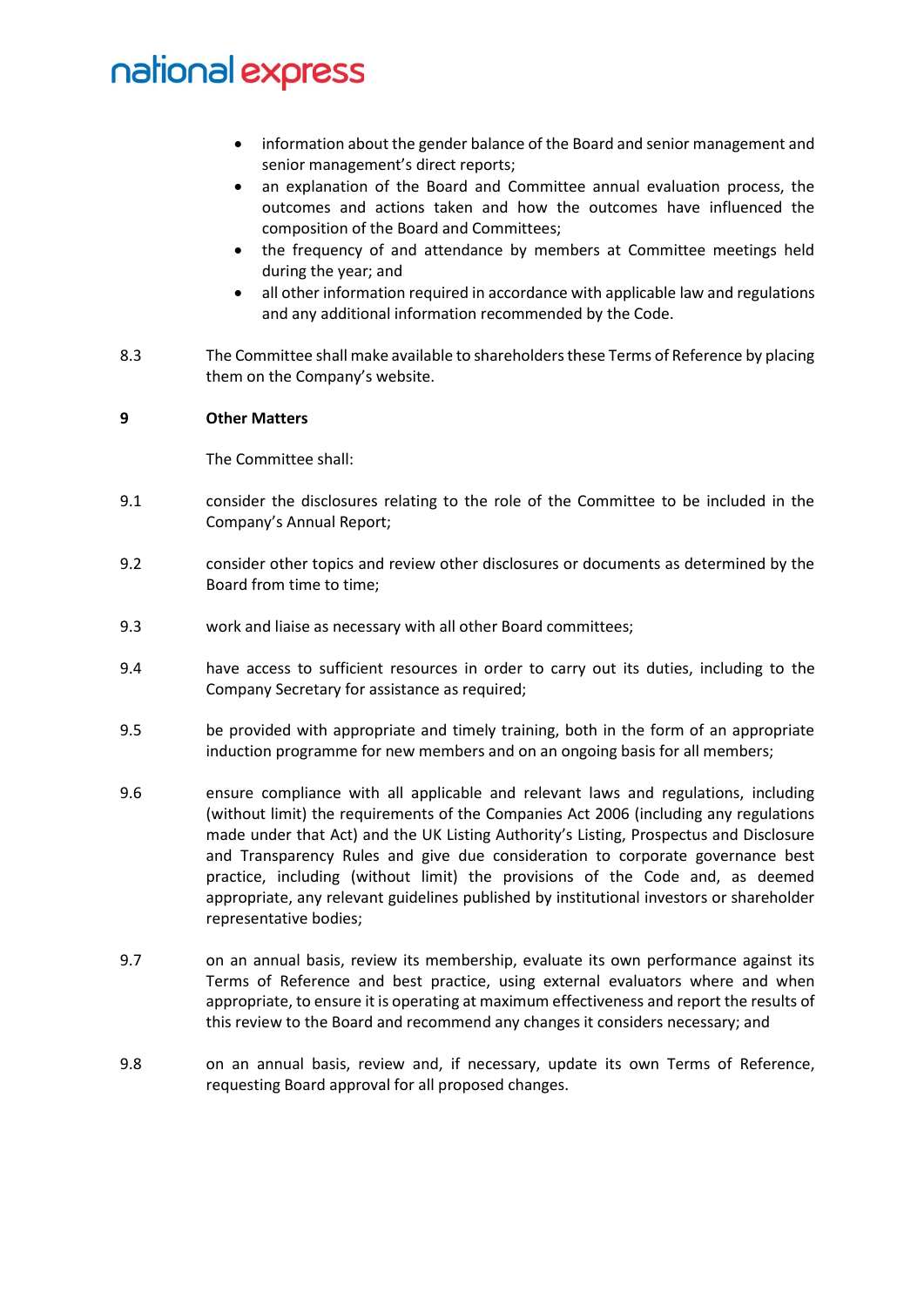- information about the gender balance of the Board and senior management and senior management's direct reports;
- an explanation of the Board and Committee annual evaluation process, the outcomes and actions taken and how the outcomes have influenced the composition of the Board and Committees;
- the frequency of and attendance by members at Committee meetings held during the year; and
- all other information required in accordance with applicable law and regulations and any additional information recommended by the Code.

8.3 The Committee shall make available to shareholders these Terms of Reference by placing them on the Company's website.

**9 Other Matters**

The Committee shall:

9.1 consider the disclosures relating to the role of the Committee to be included in the Company's Annual Report;

9.2 consider other topics and review other disclosures or documents as determined by the Board from time to time;

9.3 work and liaise as necessary with all other Board committees;

9.4 have access to sufficient resources in order to carry out its duties, including to the Company Secretary for assistance as required;

9.5 be provided with appropriate and timely training, both in the form of an appropriate induction programme for new members and on an ongoing basis for all members;

9.6 ensure compliance with all applicable and relevant laws and regulations, including (without limit) the requirements of the Companies Act 2006 (including any regulations made under that Act) and the UK Listing Authority's Listing, Prospectus and Disclosure and Transparency Rules and give due consideration to corporate governance best practice, including (without limit) the provisions of the Code and, as deemed appropriate, any relevant guidelines published by institutional investors or shareholder representative bodies;

9.7 on an annual basis, review its membership, evaluate its own performance against its Terms of Reference and best practice, using external evaluators where and when appropriate, to ensure it is operating at maximum effectiveness and report the results of this review to the Board and recommend any changes it considers necessary; and

9.8 on an annual basis, review and, if necessary, update its own Terms of Reference, requesting Board approval for all proposed changes.